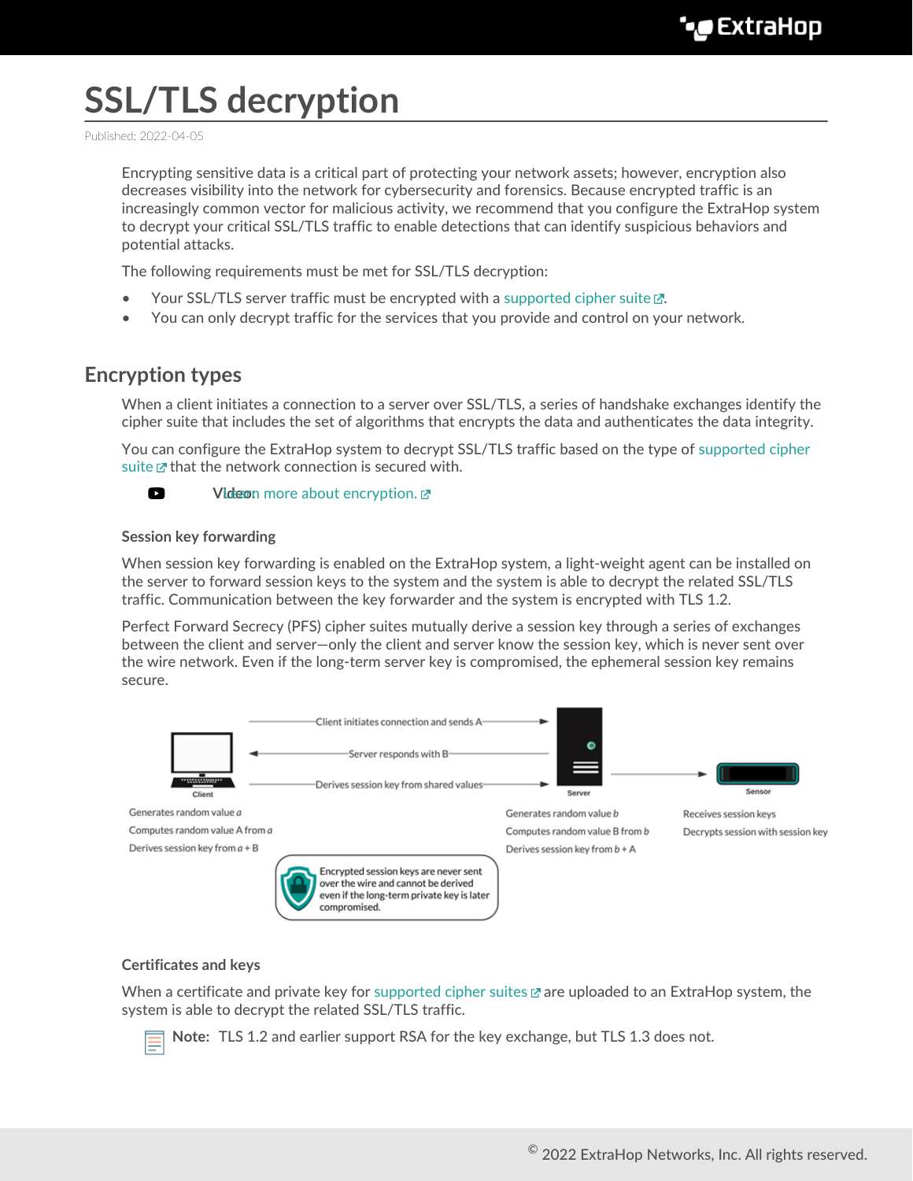# SSL/TLS decryption

Published: 2022-04-05

Encrypting sensitive data is a critical part of protecting your network assets; however, encryption also decreases visibility into the network for cybersecurity and forensics. Because encrypted traffic is an increasingly common vector for malicious activity, we recommend that you configure the ExtraHop system to decrypt your critical SSL/TLS traffic to enable detections that can identify suspicious behaviors and potential attacks.

The following requirements must be met for SSL/TLS decryption:

- Your SSL/TLS server traffic must be encrypted with a supported cipher suite.
- You can only decrypt traffic for the services that you provide and control on your network.

## Encryption types

When a client initiates a connection to a server over SSL/TLS, a series of handshake exchanges identify the cipher suite that includes the set of algorithms that encrypts the data and authenticates the data integrity.

You can configure the ExtraHop system to decrypt SSL/TLS traffic based on the type of supported cipher suite that the network connection is secured with.

Video: Learn more about encryption.

### Session key forwarding

When session key forwarding is enabled on the ExtraHop system, a light-weight agent can be installed on the server to forward session keys to the system and the system is able to decrypt the related SSL/TLS traffic. Communication between the key forwarder and the system is encrypted with TLS 1.2.

Perfect Forward Secrecy (PFS) cipher suites mutually derive a session key through a series of exchanges between the client and server—only the client and server know the session key, which is never sent over the wire network. Even if the long-term server key is compromised, the ephemeral session key remains secure.

Client initiates connection and sends A

Server responds with B

Derives session key from shared values

Client

Server

Sensor

Generates random value *a*
Computes random value A from *a*
Derives session key from *a* + B

Generates random value *b*
Computes random value B from *b*
Derives session key from *b* + A

Receives session keys
Decrypts session with session key

Encrypted session keys are never sent over the wire and cannot be derived even if the long-term private key is later compromised.

### Certificates and keys

When a certificate and private key for supported cipher suites are uploaded to an ExtraHop system, the system is able to decrypt the related SSL/TLS traffic.

**Note:** TLS 1.2 and earlier support RSA for the key exchange, but TLS 1.3 does not.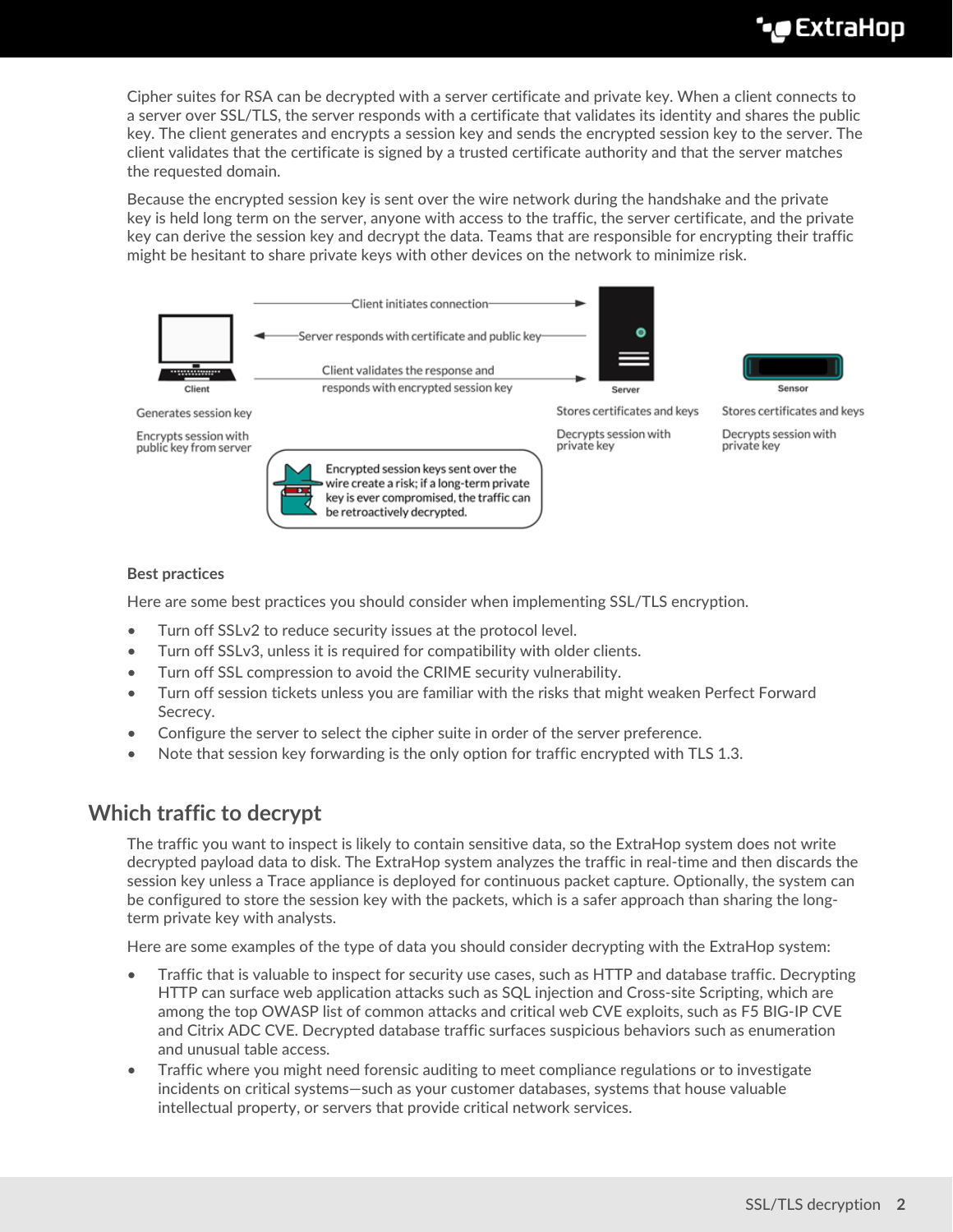Cipher suites for RSA can be decrypted with a server certificate and private key. When a client connects to a server over SSL/TLS, the server responds with a certificate that validates its identity and shares the public key. The client generates and encrypts a session key and sends the encrypted session key to the server. The client validates that the certificate is signed by a trusted certificate authority and that the server matches the requested domain.

Because the encrypted session key is sent over the wire network during the handshake and the private key is held long term on the server, anyone with access to the traffic, the server certificate, and the private key can derive the session key and decrypt the data. Teams that are responsible for encrypting their traffic might be hesitant to share private keys with other devices on the network to minimize risk.

Client initiates connection

Server responds with certificate and public key

Client validates the response and responds with encrypted session key

Client

Generates session key

Encrypts session with public key from server

Server

Stores certificates and keys

Decrypts session with private key

Sensor

Stores certificates and keys

Decrypts session with private key

Encrypted session keys sent over the wire create a risk; if a long-term private key is ever compromised, the traffic can be retroactively decrypted.

### Best practices

Here are some best practices you should consider when implementing SSL/TLS encryption.

- Turn off SSLv2 to reduce security issues at the protocol level.
- Turn off SSLv3, unless it is required for compatibility with older clients.
- Turn off SSL compression to avoid the CRIME security vulnerability.
- Turn off session tickets unless you are familiar with the risks that might weaken Perfect Forward Secrecy.
- Configure the server to select the cipher suite in order of the server preference.
- Note that session key forwarding is the only option for traffic encrypted with TLS 1.3.

## Which traffic to decrypt

The traffic you want to inspect is likely to contain sensitive data, so the ExtraHop system does not write decrypted payload data to disk. The ExtraHop system analyzes the traffic in real-time and then discards the session key unless a Trace appliance is deployed for continuous packet capture. Optionally, the system can be configured to store the session key with the packets, which is a safer approach than sharing the long-term private key with analysts.

Here are some examples of the type of data you should consider decrypting with the ExtraHop system:

- Traffic that is valuable to inspect for security use cases, such as HTTP and database traffic. Decrypting HTTP can surface web application attacks such as SQL injection and Cross-site Scripting, which are among the top OWASP list of common attacks and critical web CVE exploits, such as F5 BIG-IP CVE and Citrix ADC CVE. Decrypted database traffic surfaces suspicious behaviors such as enumeration and unusual table access.
- Traffic where you might need forensic auditing to meet compliance regulations or to investigate incidents on critical systems—such as your customer databases, systems that house valuable intellectual property, or servers that provide critical network services.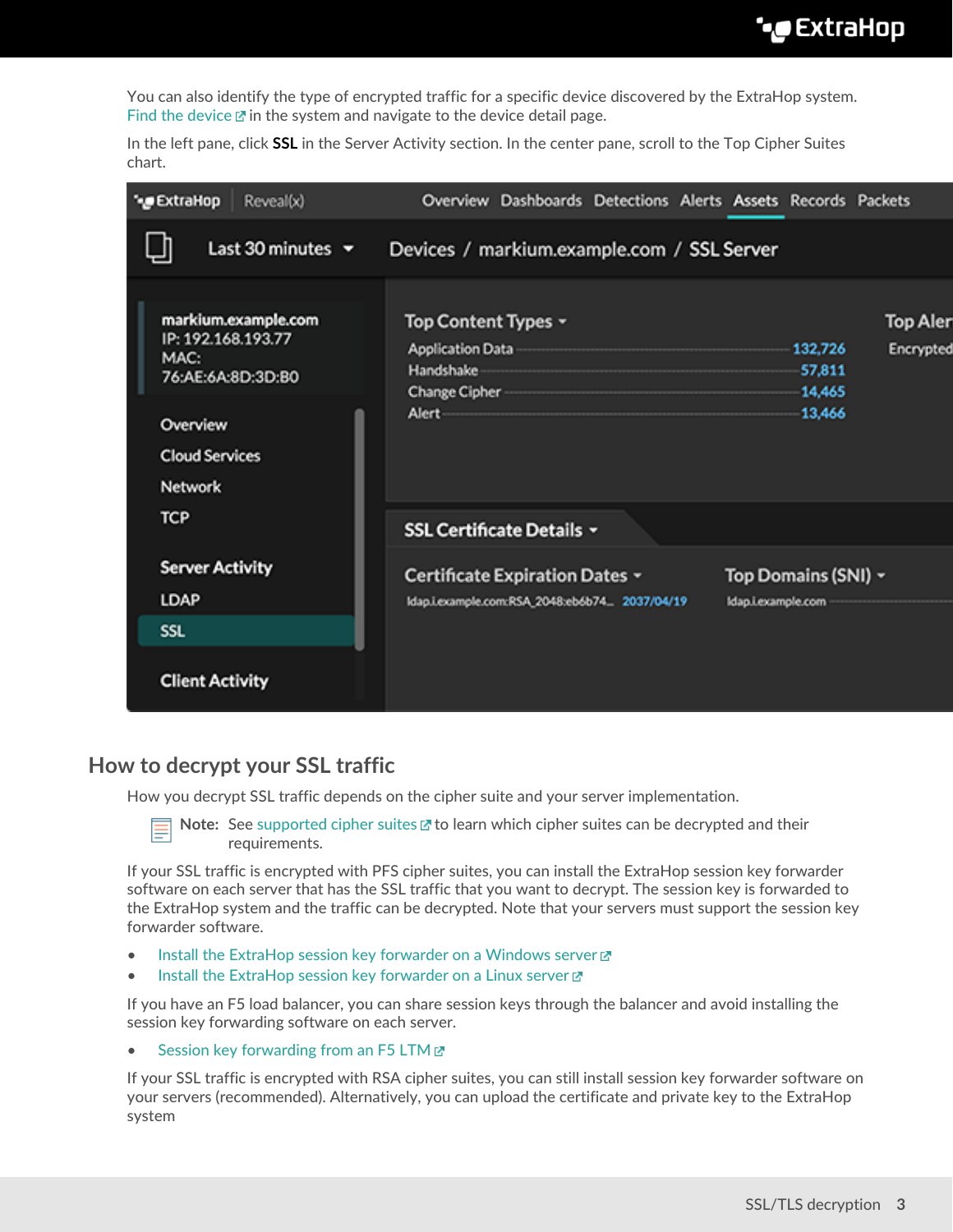You can also identify the type of encrypted traffic for a specific device discovered by the ExtraHop system. Find the device in the system and navigate to the device detail page.

In the left pane, click **SSL** in the Server Activity section. In the center pane, scroll to the Top Cipher Suites chart.

## How to decrypt your SSL traffic

How you decrypt SSL traffic depends on the cipher suite and your server implementation.

**Note:** See supported cipher suites to learn which cipher suites can be decrypted and their requirements.

If your SSL traffic is encrypted with PFS cipher suites, you can install the ExtraHop session key forwarder software on each server that has the SSL traffic that you want to decrypt. The session key is forwarded to the ExtraHop system and the traffic can be decrypted. Note that your servers must support the session key forwarder software.

- Install the ExtraHop session key forwarder on a Windows server
- Install the ExtraHop session key forwarder on a Linux server

If you have an F5 load balancer, you can share session keys through the balancer and avoid installing the session key forwarding software on each server.

- Session key forwarding from an F5 LTM

If your SSL traffic is encrypted with RSA cipher suites, you can still install session key forwarder software on your servers (recommended). Alternatively, you can upload the certificate and private key to the ExtraHop system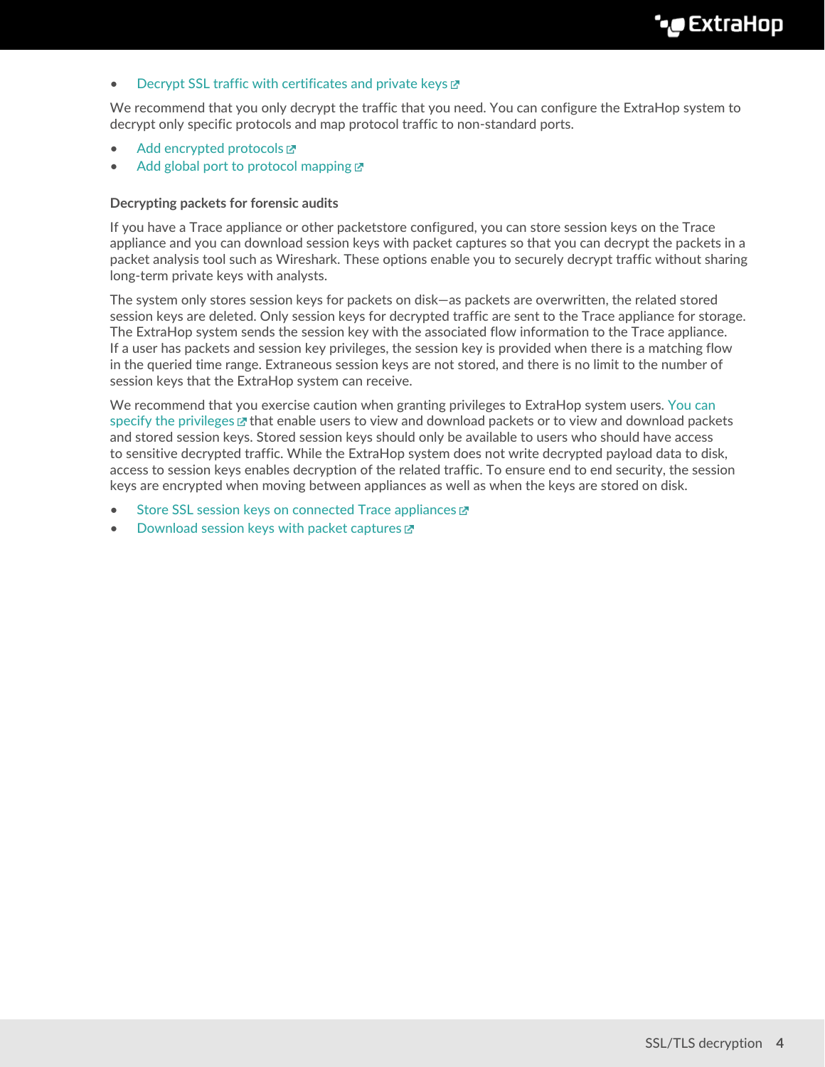- Decrypt SSL traffic with certificates and private keys

We recommend that you only decrypt the traffic that you need. You can configure the ExtraHop system to decrypt only specific protocols and map protocol traffic to non-standard ports.

- Add encrypted protocols
- Add global port to protocol mapping

#### Decrypting packets for forensic audits

If you have a Trace appliance or other packetstore configured, you can store session keys on the Trace appliance and you can download session keys with packet captures so that you can decrypt the packets in a packet analysis tool such as Wireshark. These options enable you to securely decrypt traffic without sharing long-term private keys with analysts.

The system only stores session keys for packets on disk—as packets are overwritten, the related stored session keys are deleted. Only session keys for decrypted traffic are sent to the Trace appliance for storage. The ExtraHop system sends the session key with the associated flow information to the Trace appliance. If a user has packets and session key privileges, the session key is provided when there is a matching flow in the queried time range. Extraneous session keys are not stored, and there is no limit to the number of session keys that the ExtraHop system can receive.

We recommend that you exercise caution when granting privileges to ExtraHop system users. You can specify the privileges that enable users to view and download packets or to view and download packets and stored session keys. Stored session keys should only be available to users who should have access to sensitive decrypted traffic. While the ExtraHop system does not write decrypted payload data to disk, access to session keys enables decryption of the related traffic. To ensure end to end security, the session keys are encrypted when moving between appliances as well as when the keys are stored on disk.

- Store SSL session keys on connected Trace appliances
- Download session keys with packet captures